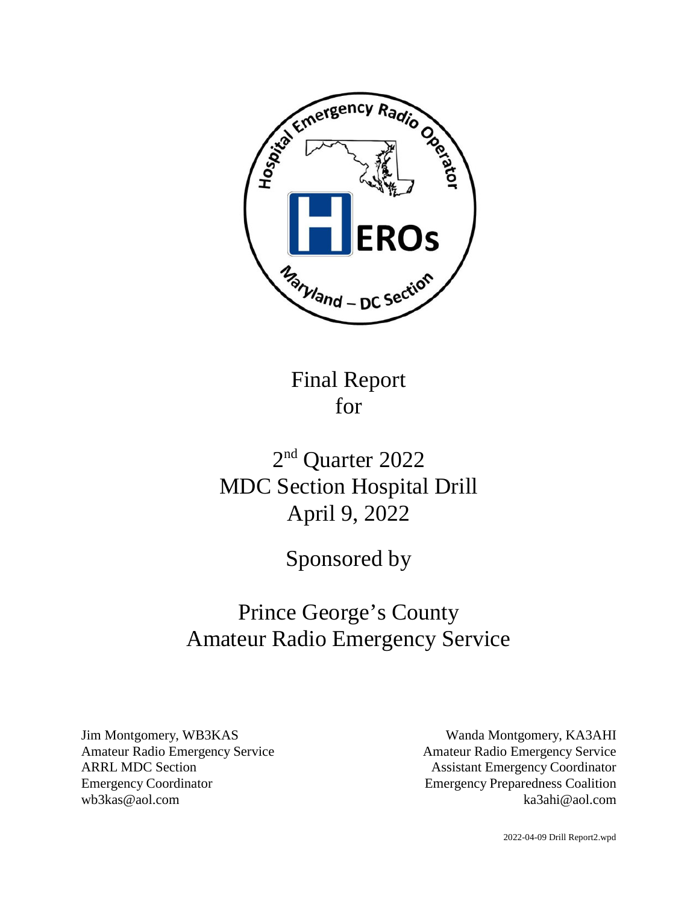# Final Report for

# 2nd Quarter 2022 MDC Section Hospital Drill April 9, 2022

## Sponsored by

# Prince George's County Amateur Radio Emergency Service

Jim Montgomery, WB3KAS
Amateur Radio Emergency Service
ARRL MDC Section
Emergency Coordinator
wb3kas@aol.com

Wanda Montgomery, KA3AHI
Amateur Radio Emergency Service
Assistant Emergency Coordinator
Emergency Preparedness Coalition
ka3ahi@aol.com

2022-04-09 Drill Report2.wpd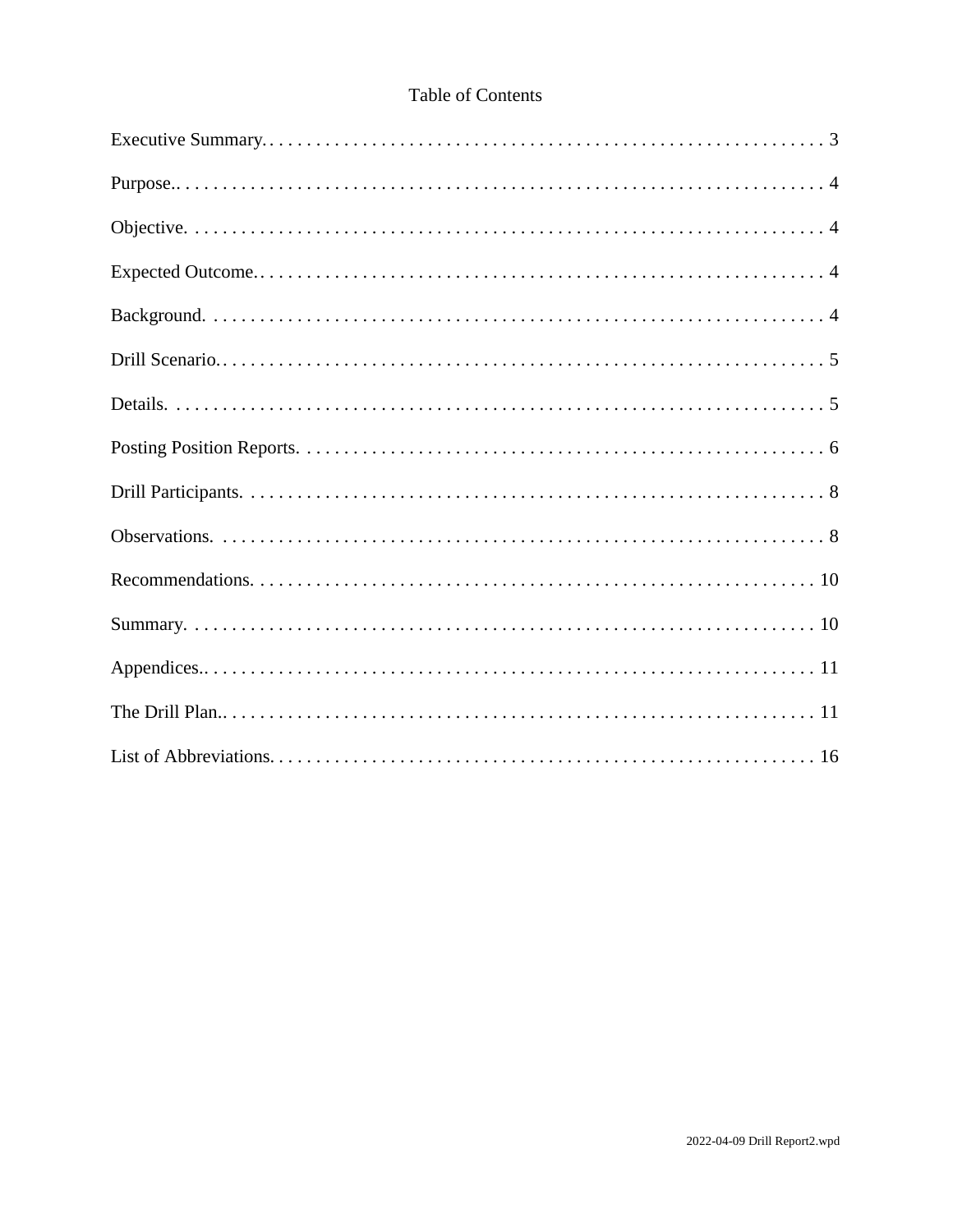# Table of Contents

| Section | Page |
|---|---|
| Executive Summary | 3 |
| Purpose | 4 |
| Objective | 4 |
| Expected Outcome | 4 |
| Background | 4 |
| Drill Scenario | 5 |
| Details | 5 |
| Posting Position Reports | 6 |
| Drill Participants | 8 |
| Observations | 8 |
| Recommendations | 10 |
| Summary | 10 |
| Appendices | 11 |
| The Drill Plan | 11 |
| List of Abbreviations | 16 |

2022-04-09 Drill Report2.wpd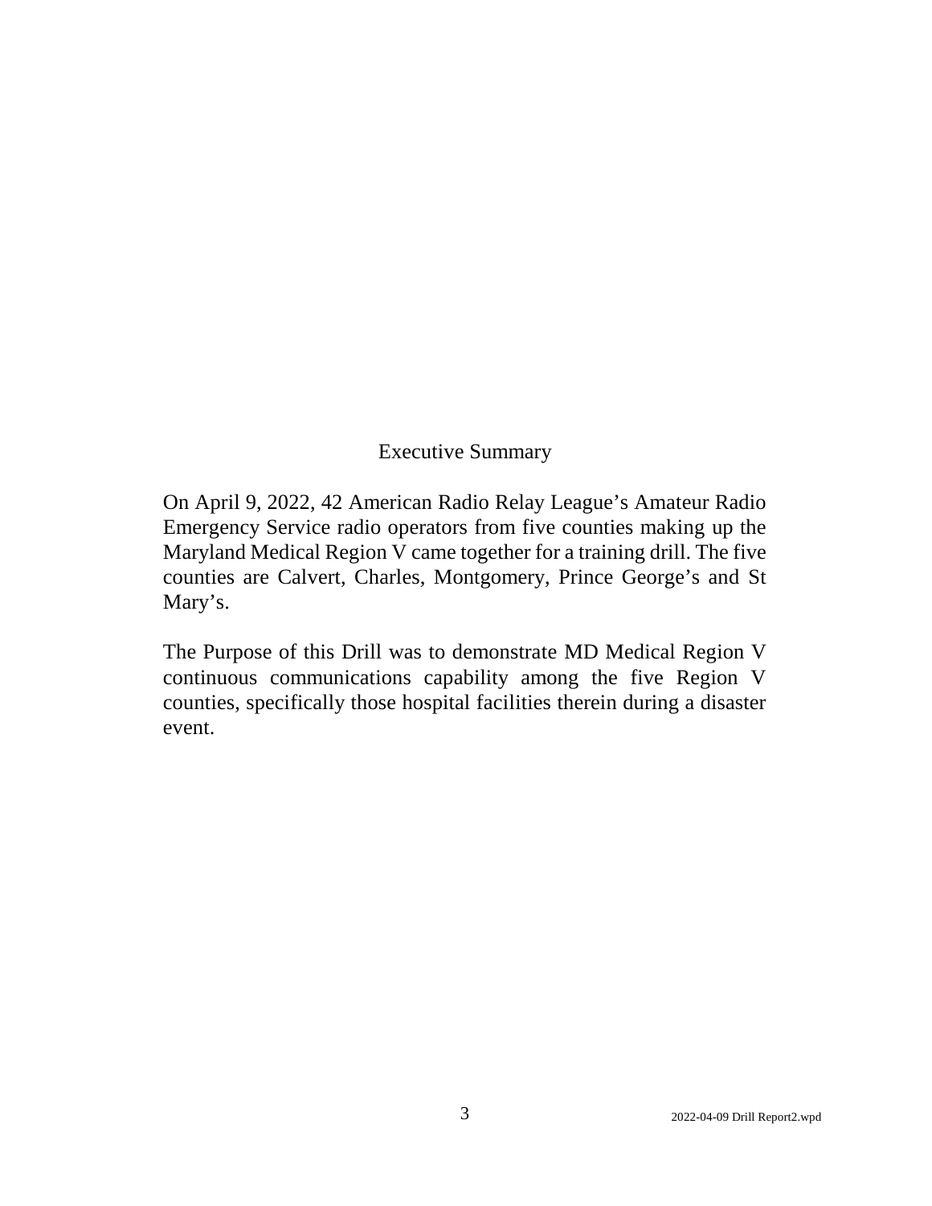## Executive Summary

On April 9, 2022, 42 American Radio Relay League's Amateur Radio Emergency Service radio operators from five counties making up the Maryland Medical Region V came together for a training drill. The five counties are Calvert, Charles, Montgomery, Prince George's and St Mary's.

The Purpose of this Drill was to demonstrate MD Medical Region V continuous communications capability among the five Region V counties, specifically those hospital facilities therein during a disaster event.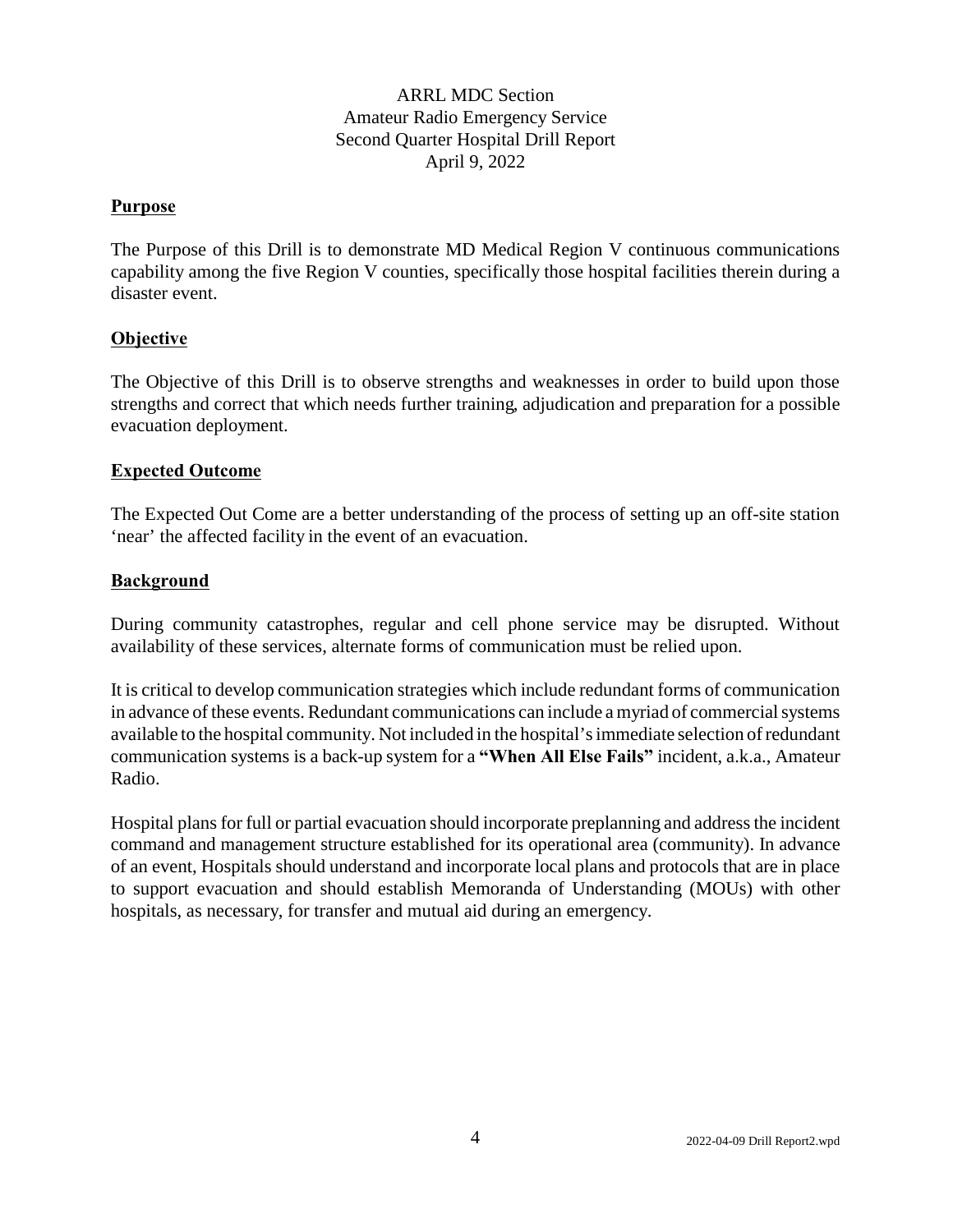ARRL MDC Section
Amateur Radio Emergency Service
Second Quarter Hospital Drill Report
April 9, 2022

## Purpose

The Purpose of this Drill is to demonstrate MD Medical Region V continuous communications capability among the five Region V counties, specifically those hospital facilities therein during a disaster event.

## Objective

The Objective of this Drill is to observe strengths and weaknesses in order to build upon those strengths and correct that which needs further training, adjudication and preparation for a possible evacuation deployment.

## Expected Outcome

The Expected Out Come are a better understanding of the process of setting up an off-site station 'near' the affected facility in the event of an evacuation.

## Background

During community catastrophes, regular and cell phone service may be disrupted. Without availability of these services, alternate forms of communication must be relied upon.

It is critical to develop communication strategies which include redundant forms of communication in advance of these events. Redundant communications can include a myriad of commercial systems available to the hospital community. Not included in the hospital's immediate selection of redundant communication systems is a back-up system for a **"When All Else Fails"** incident, a.k.a., Amateur Radio.

Hospital plans for full or partial evacuation should incorporate preplanning and address the incident command and management structure established for its operational area (community). In advance of an event, Hospitals should understand and incorporate local plans and protocols that are in place to support evacuation and should establish Memoranda of Understanding (MOUs) with other hospitals, as necessary, for transfer and mutual aid during an emergency.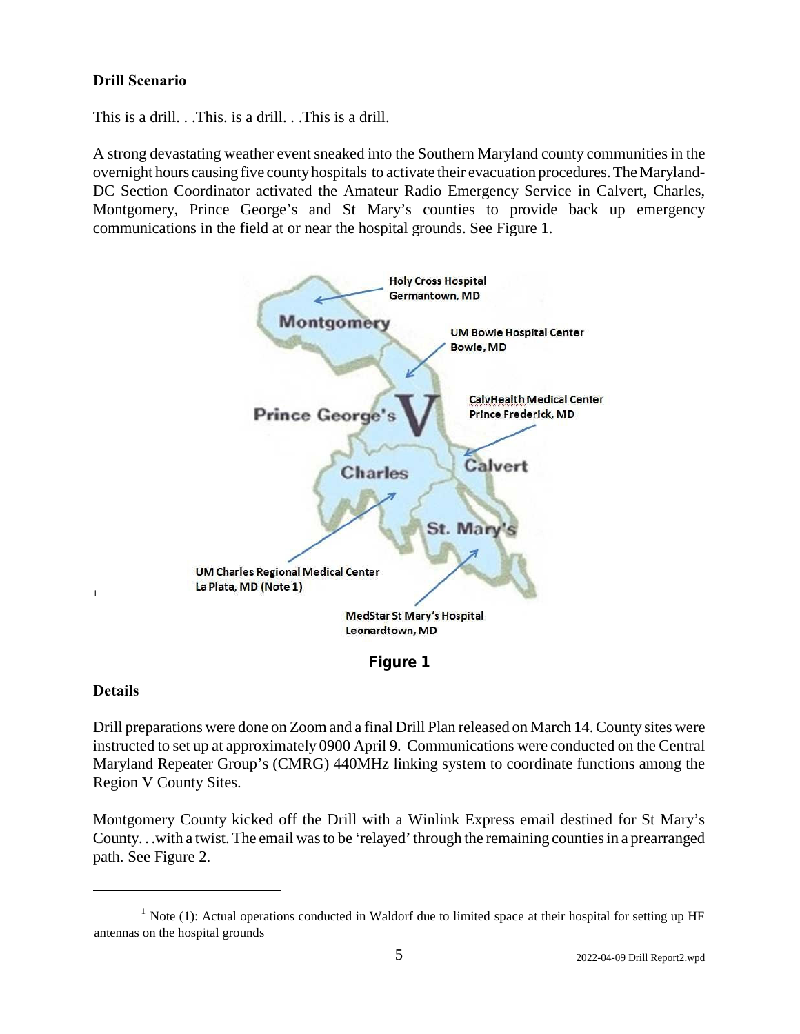**Drill Scenario**

This is a drill. . .This. is a drill. . .This is a drill.

A strong devastating weather event sneaked into the Southern Maryland county communities in the overnight hours causing five county hospitals to activate their evacuation procedures. The Maryland-DC Section Coordinator activated the Amateur Radio Emergency Service in Calvert, Charles, Montgomery, Prince George's and St Mary's counties to provide back up emergency communications in the field at or near the hospital grounds. See Figure 1.

Holy Cross Hospital
Germantown, MD

UM Bowie Hospital Center
Bowie, MD

CalvHealth Medical Center
Prince Frederick, MD

UM Charles Regional Medical Center
La Plata, MD (Note 1)[1]

MedStar St Mary's Hospital
Leonardtown, MD

**Figure 1**

**Details**

Drill preparations were done on Zoom and a final Drill Plan released on March 14. County sites were instructed to set up at approximately 0900 April 9. Communications were conducted on the Central Maryland Repeater Group's (CMRG) 440MHz linking system to coordinate functions among the Region V County Sites.

Montgomery County kicked off the Drill with a Winlink Express email destined for St Mary's County. . .with a twist. The email was to be 'relayed' through the remaining counties in a prearranged path. See Figure 2.

---

[1] Note (1): Actual operations conducted in Waldorf due to limited space at their hospital for setting up HF antennas on the hospital grounds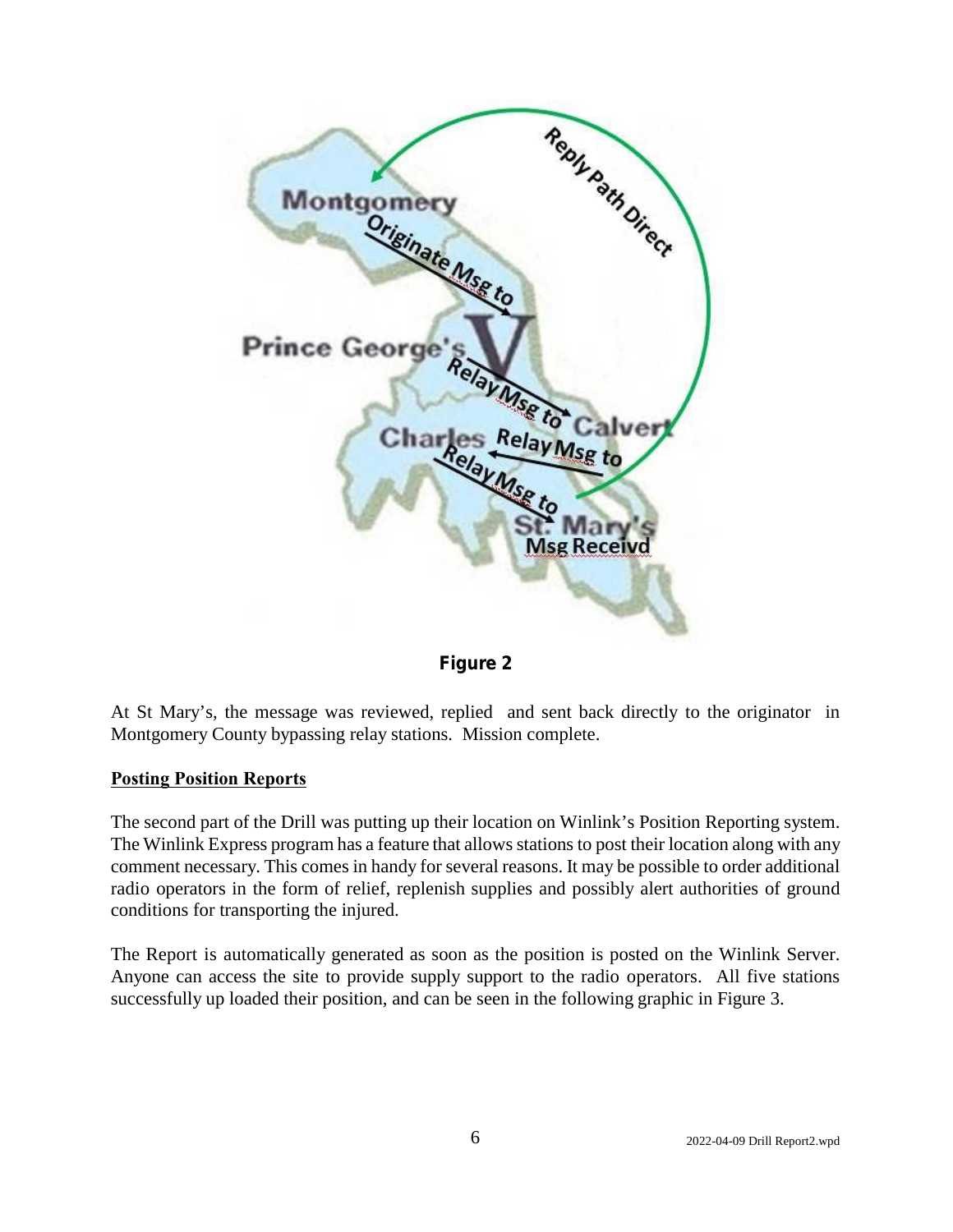Figure 2

At St Mary's, the message was reviewed, replied and sent back directly to the originator in Montgomery County bypassing relay stations. Mission complete.

## Posting Position Reports

The second part of the Drill was putting up their location on Winlink's Position Reporting system. The Winlink Express program has a feature that allows stations to post their location along with any comment necessary. This comes in handy for several reasons. It may be possible to order additional radio operators in the form of relief, replenish supplies and possibly alert authorities of ground conditions for transporting the injured.

The Report is automatically generated as soon as the position is posted on the Winlink Server. Anyone can access the site to provide supply support to the radio operators. All five stations successfully up loaded their position, and can be seen in the following graphic in Figure 3.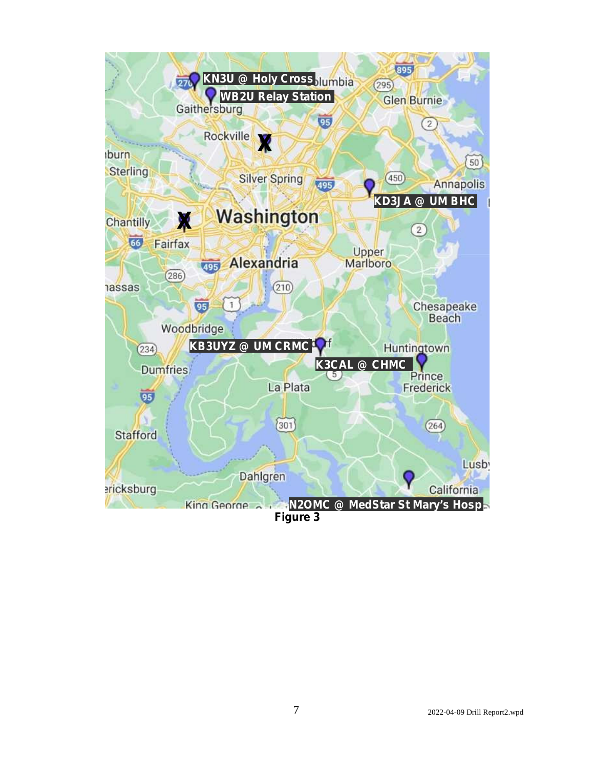KN3U @ Holy Cross

WB2U Relay Station

KD3JA @ UM BHC

KB3UYZ @ UM CRMC

K3CAL @ CHMC

N2OMC @ MedStar St Mary's Hosp

**Figure 3**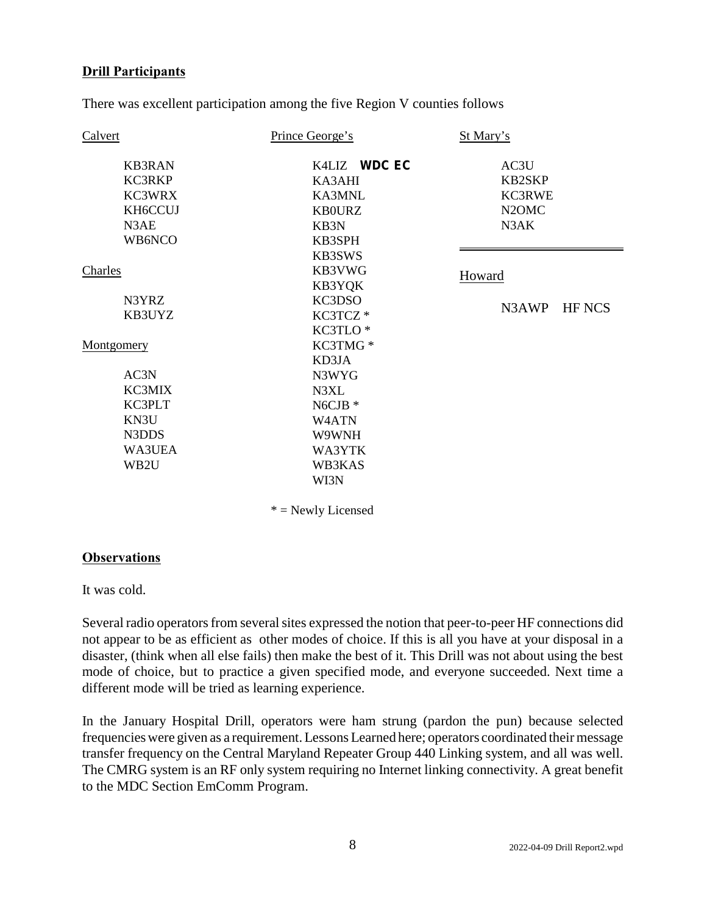**Drill Participants**

There was excellent participation among the five Region V counties follows

Calvert

- KB3RAN
- KC3RKP
- KC3WRX
- KH6CCUJ
- N3AE
- WB6NCO

Charles

- N3YRZ
- KB3UYZ

Montgomery

- AC3N
- KC3MIX
- KC3PLT
- KN3U
- N3DDS
- WA3UEA
- WB2U

Prince George's

- K4LIZ **WDC EC**
- KA3AHI
- KA3MNL
- KB0URZ
- KB3N
- KB3SPH
- KB3SWS
- KB3VWG
- KB3YQK
- KC3DSO
- KC3TCZ *
- KC3TLO *
- KC3TMG *
- KD3JA
- N3WYG
- N3XL
- N6CJB *
- W4ATN
- W9WNH
- WA3YTK
- WB3KAS
- WI3N

St Mary's

- AC3U
- KB2SKP
- KC3RWE
- N2OMC
- N3AK

Howard

- N3AWP HF NCS

\* = Newly Licensed

**Observations**

It was cold.

Several radio operators from several sites expressed the notion that peer-to-peer HF connections did not appear to be as efficient as other modes of choice. If this is all you have at your disposal in a disaster, (think when all else fails) then make the best of it. This Drill was not about using the best mode of choice, but to practice a given specified mode, and everyone succeeded. Next time a different mode will be tried as learning experience.

In the January Hospital Drill, operators were ham strung (pardon the pun) because selected frequencies were given as a requirement. Lessons Learned here; operators coordinated their message transfer frequency on the Central Maryland Repeater Group 440 Linking system, and all was well. The CMRG system is an RF only system requiring no Internet linking connectivity. A great benefit to the MDC Section EmComm Program.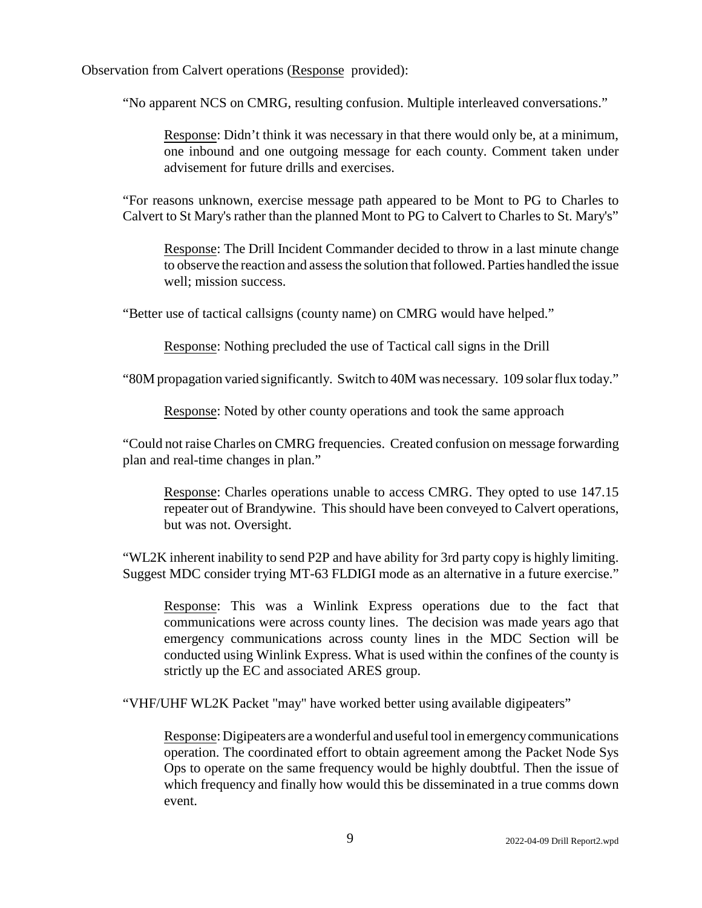Observation from Calvert operations (<u>Response</u> provided):

> "No apparent NCS on CMRG, resulting confusion. Multiple interleaved conversations."
>
> > <u>Response</u>: Didn't think it was necessary in that there would only be, at a minimum, one inbound and one outgoing message for each county. Comment taken under advisement for future drills and exercises.
>
> "For reasons unknown, exercise message path appeared to be Mont to PG to Charles to Calvert to St Mary's rather than the planned Mont to PG to Calvert to Charles to St. Mary's"
>
> > <u>Response</u>: The Drill Incident Commander decided to throw in a last minute change to observe the reaction and assess the solution that followed. Parties handled the issue well; mission success.
>
> "Better use of tactical callsigns (county name) on CMRG would have helped."
>
> > <u>Response</u>: Nothing precluded the use of Tactical call signs in the Drill
>
> "80M propagation varied significantly. Switch to 40M was necessary. 109 solar flux today."
>
> > <u>Response</u>: Noted by other county operations and took the same approach
>
> "Could not raise Charles on CMRG frequencies. Created confusion on message forwarding plan and real-time changes in plan."
>
> > <u>Response</u>: Charles operations unable to access CMRG. They opted to use 147.15 repeater out of Brandywine. This should have been conveyed to Calvert operations, but was not. Oversight.
>
> "WL2K inherent inability to send P2P and have ability for 3rd party copy is highly limiting. Suggest MDC consider trying MT-63 FLDIGI mode as an alternative in a future exercise."
>
> > <u>Response</u>: This was a Winlink Express operations due to the fact that communications were across county lines. The decision was made years ago that emergency communications across county lines in the MDC Section will be conducted using Winlink Express. What is used within the confines of the county is strictly up the EC and associated ARES group.
>
> "VHF/UHF WL2K Packet "may" have worked better using available digipeaters"
>
> > <u>Response</u>: Digipeaters are a wonderful and useful tool in emergency communications operation. The coordinated effort to obtain agreement among the Packet Node Sys Ops to operate on the same frequency would be highly doubtful. Then the issue of which frequency and finally how would this be disseminated in a true comms down event.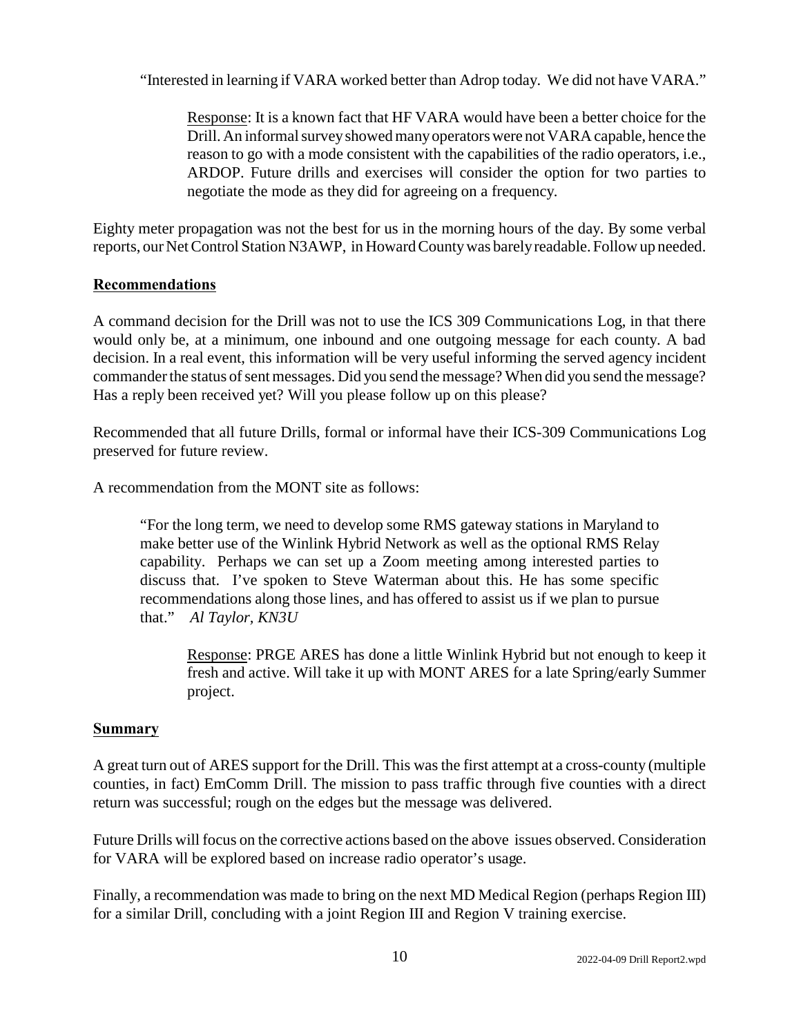"Interested in learning if VARA worked better than Adrop today. We did not have VARA."

> Response: It is a known fact that HF VARA would have been a better choice for the Drill. An informal survey showed many operators were not VARA capable, hence the reason to go with a mode consistent with the capabilities of the radio operators, i.e., ARDOP. Future drills and exercises will consider the option for two parties to negotiate the mode as they did for agreeing on a frequency.

Eighty meter propagation was not the best for us in the morning hours of the day. By some verbal reports, our Net Control Station N3AWP, in Howard County was barely readable. Follow up needed.

## Recommendations

A command decision for the Drill was not to use the ICS 309 Communications Log, in that there would only be, at a minimum, one inbound and one outgoing message for each county. A bad decision. In a real event, this information will be very useful informing the served agency incident commander the status of sent messages. Did you send the message? When did you send the message? Has a reply been received yet? Will you please follow up on this please?

Recommended that all future Drills, formal or informal have their ICS-309 Communications Log preserved for future review.

A recommendation from the MONT site as follows:

> "For the long term, we need to develop some RMS gateway stations in Maryland to make better use of the Winlink Hybrid Network as well as the optional RMS Relay capability. Perhaps we can set up a Zoom meeting among interested parties to discuss that. I've spoken to Steve Waterman about this. He has some specific recommendations along those lines, and has offered to assist us if we plan to pursue that." *Al Taylor, KN3U*
>
> Response: PRGE ARES has done a little Winlink Hybrid but not enough to keep it fresh and active. Will take it up with MONT ARES for a late Spring/early Summer project.

## Summary

A great turn out of ARES support for the Drill. This was the first attempt at a cross-county (multiple counties, in fact) EmComm Drill. The mission to pass traffic through five counties with a direct return was successful; rough on the edges but the message was delivered.

Future Drills will focus on the corrective actions based on the above issues observed. Consideration for VARA will be explored based on increase radio operator's usage.

Finally, a recommendation was made to bring on the next MD Medical Region (perhaps Region III) for a similar Drill, concluding with a joint Region III and Region V training exercise.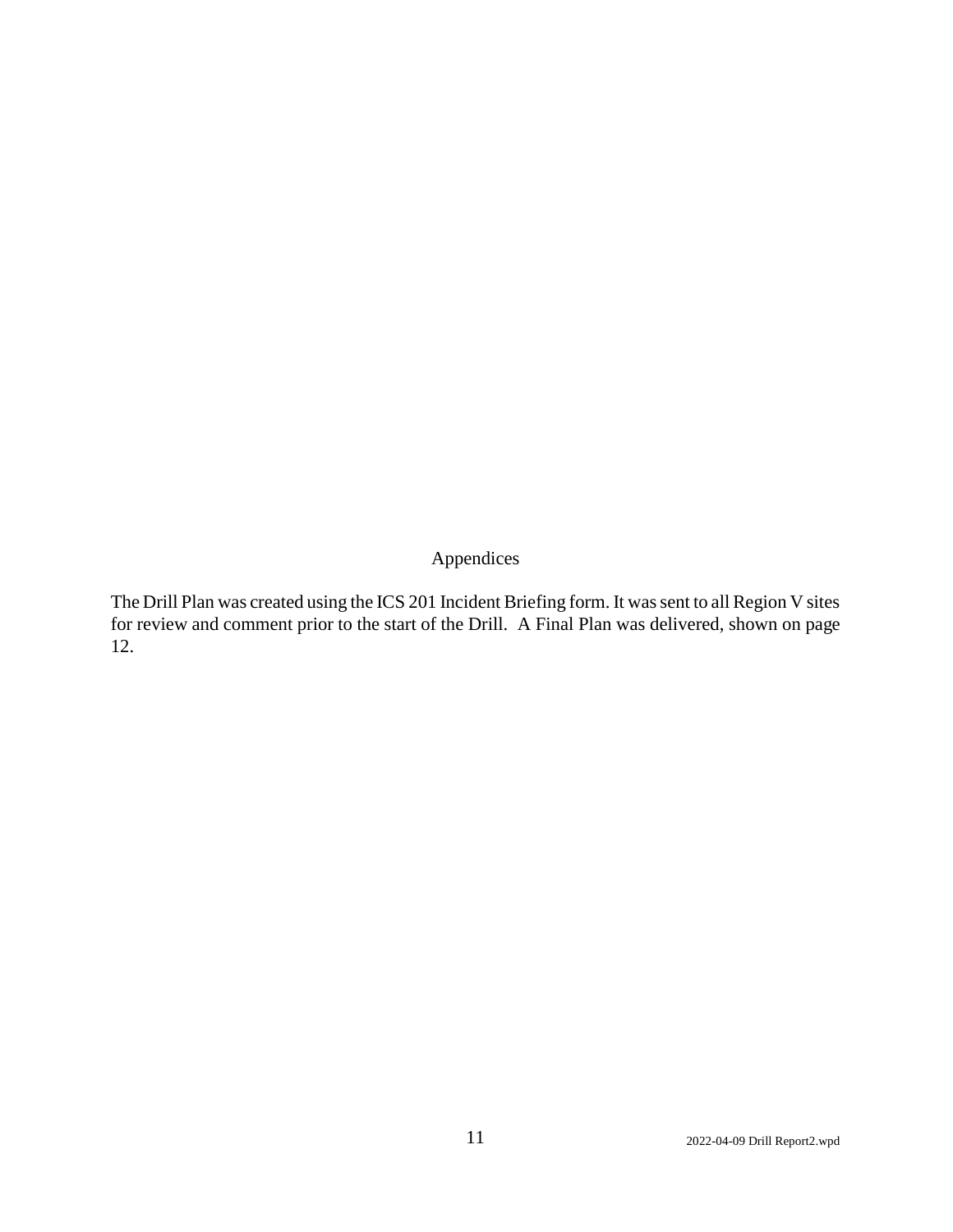# Appendices

The Drill Plan was created using the ICS 201 Incident Briefing form. It was sent to all Region V sites for review and comment prior to the start of the Drill. A Final Plan was delivered, shown on page 12.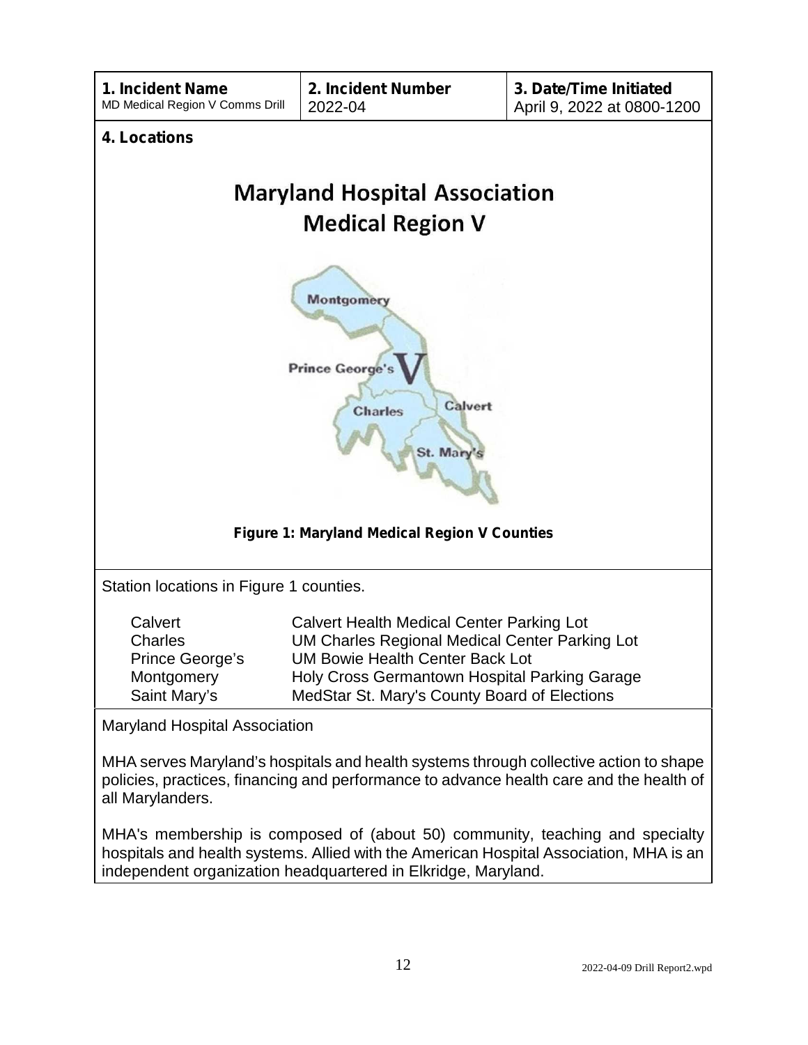| **1. Incident Name** | **2. Incident Number** | **3. Date/Time Initiated** |
| --- | --- | --- |
| MD Medical Region V Comms Drill | 2022-04 | April 9, 2022 at 0800-1200 |

**4. Locations**

# Maryland Hospital Association
## Medical Region V

**Figure 1: Maryland Medical Region V Counties**

Station locations in Figure 1 counties.

| | |
| --- | --- |
| Calvert | Calvert Health Medical Center Parking Lot |
| Charles | UM Charles Regional Medical Center Parking Lot |
| Prince George's | UM Bowie Health Center Back Lot |
| Montgomery | Holy Cross Germantown Hospital Parking Garage |
| Saint Mary's | MedStar St. Mary's County Board of Elections |

Maryland Hospital Association

MHA serves Maryland's hospitals and health systems through collective action to shape policies, practices, financing and performance to advance health care and the health of all Marylanders.

MHA's membership is composed of (about 50) community, teaching and specialty hospitals and health systems. Allied with the American Hospital Association, MHA is an independent organization headquartered in Elkridge, Maryland.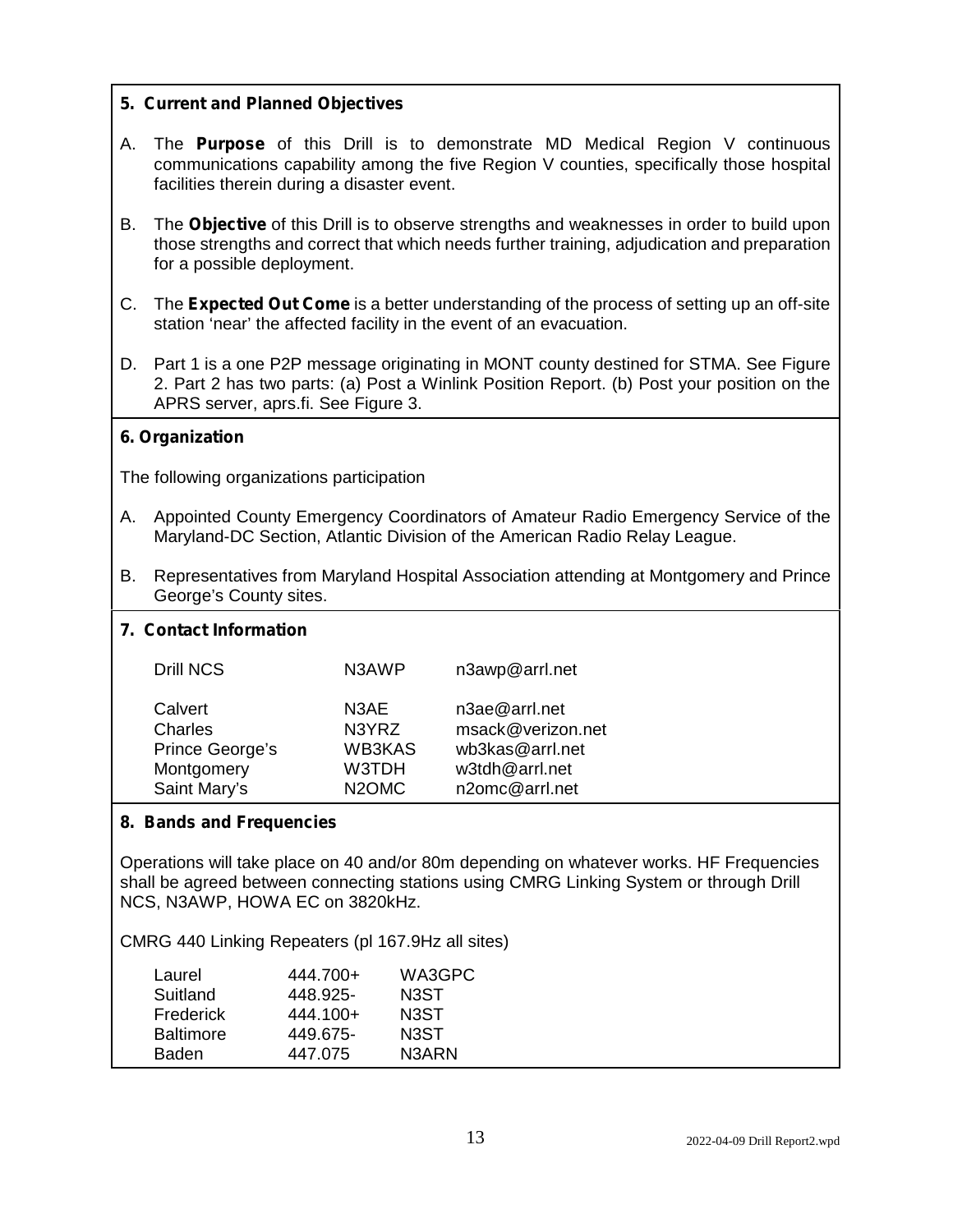**5. Current and Planned Objectives**

A. The **Purpose** of this Drill is to demonstrate MD Medical Region V continuous communications capability among the five Region V counties, specifically those hospital facilities therein during a disaster event.

B. The **Objective** of this Drill is to observe strengths and weaknesses in order to build upon those strengths and correct that which needs further training, adjudication and preparation for a possible deployment.

C. The **Expected Out Come** is a better understanding of the process of setting up an off-site station 'near' the affected facility in the event of an evacuation.

D. Part 1 is a one P2P message originating in MONT county destined for STMA. See Figure 2. Part 2 has two parts: (a) Post a Winlink Position Report. (b) Post your position on the APRS server, aprs.fi. See Figure 3.

**6. Organization**

The following organizations participation

A. Appointed County Emergency Coordinators of Amateur Radio Emergency Service of the Maryland-DC Section, Atlantic Division of the American Radio Relay League.

B. Representatives from Maryland Hospital Association attending at Montgomery and Prince George's County sites.

**7. Contact Information**

| | | |
|---|---|---|
| Drill NCS | N3AWP | n3awp@arrl.net |
| Calvert | N3AE | n3ae@arrl.net |
| Charles | N3YRZ | msack@verizon.net |
| Prince George's | WB3KAS | wb3kas@arrl.net |
| Montgomery | W3TDH | w3tdh@arrl.net |
| Saint Mary's | N2OMC | n2omc@arrl.net |

**8. Bands and Frequencies**

Operations will take place on 40 and/or 80m depending on whatever works. HF Frequencies shall be agreed between connecting stations using CMRG Linking System or through Drill NCS, N3AWP, HOWA EC on 3820kHz.

CMRG 440 Linking Repeaters (pl 167.9Hz all sites)

| | | |
|---|---|---|
| Laurel | 444.700+ | WA3GPC |
| Suitland | 448.925- | N3ST |
| Frederick | 444.100+ | N3ST |
| Baltimore | 449.675- | N3ST |
| Baden | 447.075 | N3ARN |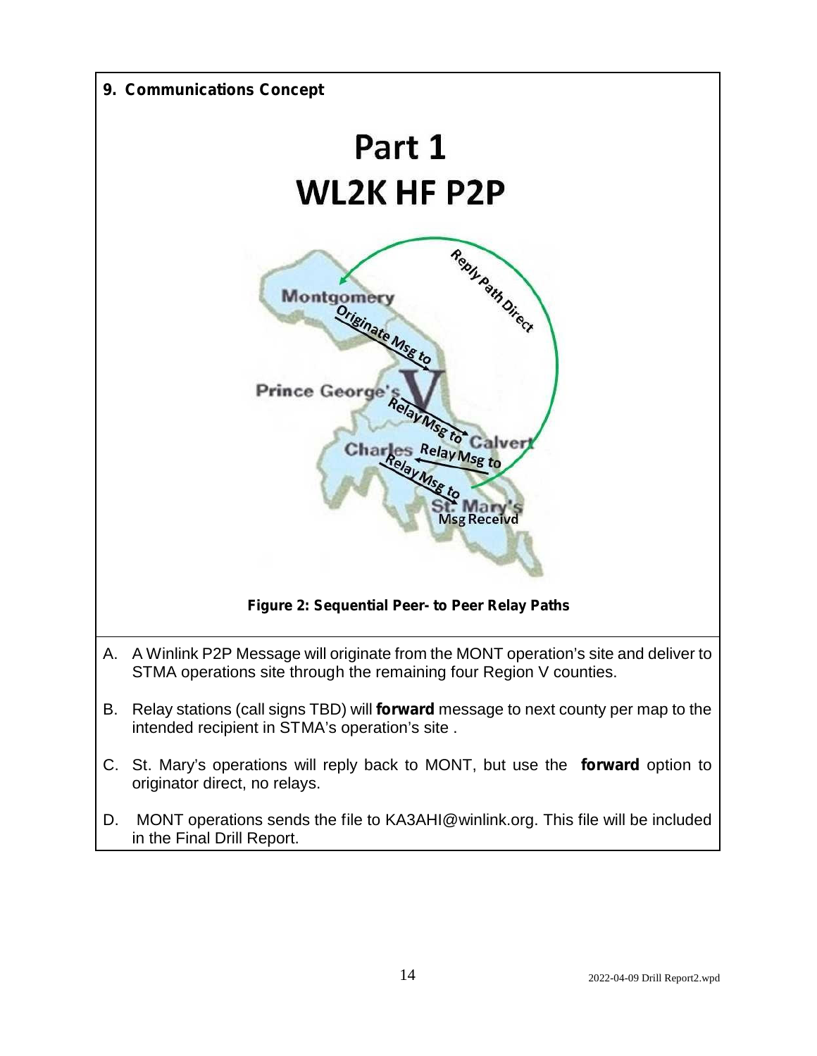## 9. Communications Concept

# Part 1
# WL2K HF P2P

Figure 2: Sequential Peer- to Peer Relay Paths

A. A Winlink P2P Message will originate from the MONT operation's site and deliver to STMA operations site through the remaining four Region V counties.

B. Relay stations (call signs TBD) will **forward** message to next county per map to the intended recipient in STMA's operation's site .

C. St. Mary's operations will reply back to MONT, but use the **forward** option to originator direct, no relays.

D. MONT operations sends the file to KA3AHI@winlink.org. This file will be included in the Final Drill Report.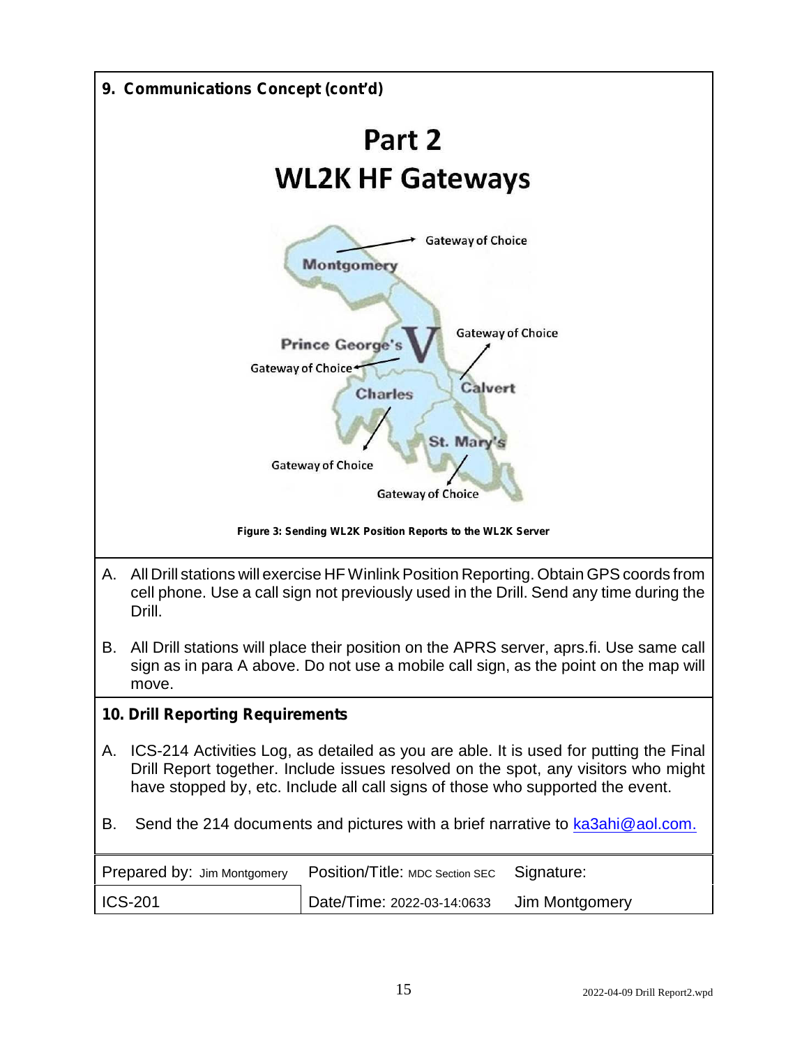## 9. Communications Concept (cont'd)

# Part 2
# WL2K HF Gateways

Montgomery — Gateway of Choice
Prince George's — Gateway of Choice
Calvert — Gateway of Choice
Charles — Gateway of Choice
St. Mary's — Gateway of Choice

**Figure 3: Sending WL2K Position Reports to the WL2K Server**

A. All Drill stations will exercise HF Winlink Position Reporting. Obtain GPS coords from cell phone. Use a call sign not previously used in the Drill. Send any time during the Drill.

B. All Drill stations will place their position on the APRS server, aprs.fi. Use same call sign as in para A above. Do not use a mobile call sign, as the point on the map will move.

## 10. Drill Reporting Requirements

A. ICS-214 Activities Log, as detailed as you are able. It is used for putting the Final Drill Report together. Include issues resolved on the spot, any visitors who might have stopped by, etc. Include all call signs of those who supported the event.

B. Send the 214 documents and pictures with a brief narrative to ka3ahi@aol.com.

| Prepared by: Jim Montgomery | Position/Title: MDC Section SEC | Signature: |
|---|---|---|
| ICS-201 | Date/Time: 2022-03-14:0633 | Jim Montgomery |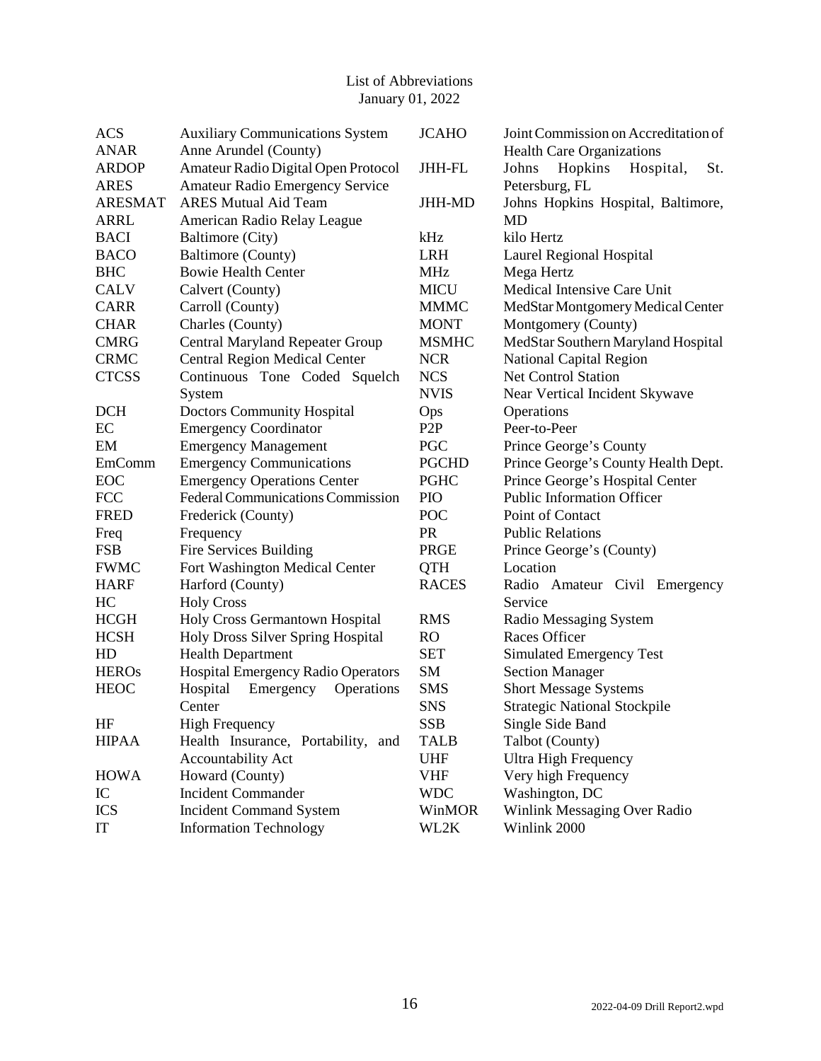List of Abbreviations
January 01, 2022

| | |
|---|---|
| ACS | Auxiliary Communications System |
| ANAR | Anne Arundel (County) |
| ARDOP | Amateur Radio Digital Open Protocol |
| ARES | Amateur Radio Emergency Service |
| ARESMAT | ARES Mutual Aid Team |
| ARRL | American Radio Relay League |
| BACI | Baltimore (City) |
| BACO | Baltimore (County) |
| BHC | Bowie Health Center |
| CALV | Calvert (County) |
| CARR | Carroll (County) |
| CHAR | Charles (County) |
| CMRG | Central Maryland Repeater Group |
| CRMC | Central Region Medical Center |
| CTCSS | Continuous Tone Coded Squelch System |
| DCH | Doctors Community Hospital |
| EC | Emergency Coordinator |
| EM | Emergency Management |
| EmComm | Emergency Communications |
| EOC | Emergency Operations Center |
| FCC | Federal Communications Commission |
| FRED | Frederick (County) |
| Freq | Frequency |
| FSB | Fire Services Building |
| FWMC | Fort Washington Medical Center |
| HARF | Harford (County) |
| HC | Holy Cross |
| HCGH | Holy Cross Germantown Hospital |
| HCSH | Holy Dross Silver Spring Hospital |
| HD | Health Department |
| HEROs | Hospital Emergency Radio Operators |
| HEOC | Hospital Emergency Operations Center |
| HF | High Frequency |
| HIPAA | Health Insurance, Portability, and Accountability Act |
| HOWA | Howard (County) |
| IC | Incident Commander |
| ICS | Incident Command System |
| IT | Information Technology |
| JCAHO | Joint Commission on Accreditation of Health Care Organizations |
| JHH-FL | Johns Hopkins Hospital, St. Petersburg, FL |
| JHH-MD | Johns Hopkins Hospital, Baltimore, MD |
| kHz | kilo Hertz |
| LRH | Laurel Regional Hospital |
| MHz | Mega Hertz |
| MICU | Medical Intensive Care Unit |
| MMMC | MedStar Montgomery Medical Center |
| MONT | Montgomery (County) |
| MSMHC | MedStar Southern Maryland Hospital |
| NCR | National Capital Region |
| NCS | Net Control Station |
| NVIS | Near Vertical Incident Skywave |
| Ops | Operations |
| P2P | Peer-to-Peer |
| PGC | Prince George's County |
| PGCHD | Prince George's County Health Dept. |
| PGHC | Prince George's Hospital Center |
| PIO | Public Information Officer |
| POC | Point of Contact |
| PR | Public Relations |
| PRGE | Prince George's (County) |
| QTH | Location |
| RACES | Radio Amateur Civil Emergency Service |
| RMS | Radio Messaging System |
| RO | Races Officer |
| SET | Simulated Emergency Test |
| SM | Section Manager |
| SMS | Short Message Systems |
| SNS | Strategic National Stockpile |
| SSB | Single Side Band |
| TALB | Talbot (County) |
| UHF | Ultra High Frequency |
| VHF | Very high Frequency |
| WDC | Washington, DC |
| WinMOR | Winlink Messaging Over Radio |
| WL2K | Winlink 2000 |